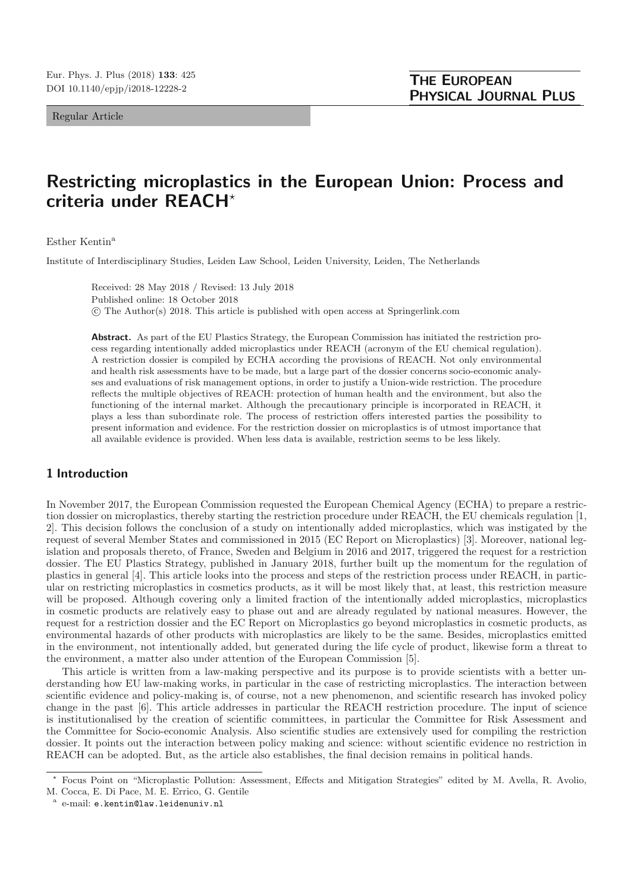Regular Article

# Restricting microplastics in the European Union: Process and criteria under REACH*

Esther Kentin[a]

Institute of Interdisciplinary Studies, Leiden Law School, Leiden University, Leiden, The Netherlands

Received: 28 May 2018 / Revised: 13 July 2018
Published online: 18 October 2018
© The Author(s) 2018. This article is published with open access at Springerlink.com

**Abstract.** As part of the EU Plastics Strategy, the European Commission has initiated the restriction process regarding intentionally added microplastics under REACH (acronym of the EU chemical regulation). A restriction dossier is compiled by ECHA according the provisions of REACH. Not only environmental and health risk assessments have to be made, but a large part of the dossier concerns socio-economic analyses and evaluations of risk management options, in order to justify a Union-wide restriction. The procedure reflects the multiple objectives of REACH: protection of human health and the environment, but also the functioning of the internal market. Although the precautionary principle is incorporated in REACH, it plays a less than subordinate role. The process of restriction offers interested parties the possibility to present information and evidence. For the restriction dossier on microplastics is of utmost importance that all available evidence is provided. When less data is available, restriction seems to be less likely.

## 1 Introduction

In November 2017, the European Commission requested the European Chemical Agency (ECHA) to prepare a restriction dossier on microplastics, thereby starting the restriction procedure under REACH, the EU chemicals regulation [1, 2]. This decision follows the conclusion of a study on intentionally added microplastics, which was instigated by the request of several Member States and commissioned in 2015 (EC Report on Microplastics) [3]. Moreover, national legislation and proposals thereto, of France, Sweden and Belgium in 2016 and 2017, triggered the request for a restriction dossier. The EU Plastics Strategy, published in January 2018, further built up the momentum for the regulation of plastics in general [4]. This article looks into the process and steps of the restriction process under REACH, in particular on restricting microplastics in cosmetics products, as it will be most likely that, at least, this restriction measure will be proposed. Although covering only a limited fraction of the intentionally added microplastics, microplastics in cosmetic products are relatively easy to phase out and are already regulated by national measures. However, the request for a restriction dossier and the EC Report on Microplastics go beyond microplastics in cosmetic products, as environmental hazards of other products with microplastics are likely to be the same. Besides, microplastics emitted in the environment, not intentionally added, but generated during the life cycle of product, likewise form a threat to the environment, a matter also under attention of the European Commission [5].

This article is written from a law-making perspective and its purpose is to provide scientists with a better understanding how EU law-making works, in particular in the case of restricting microplastics. The interaction between scientific evidence and policy-making is, of course, not a new phenomenon, and scientific research has invoked policy change in the past [6]. This article addresses in particular the REACH restriction procedure. The input of science is institutionalised by the creation of scientific committees, in particular the Committee for Risk Assessment and the Committee for Socio-economic Analysis. Also scientific studies are extensively used for compiling the restriction dossier. It points out the interaction between policy making and science: without scientific evidence no restriction in REACH can be adopted. But, as the article also establishes, the final decision remains in political hands.

* Focus Point on "Microplastic Pollution: Assessment, Effects and Mitigation Strategies" edited by M. Avella, R. Avolio, M. Cocca, E. Di Pace, M. E. Errico, G. Gentile

[a] e-mail: e.kentin@law.leidenuniv.nl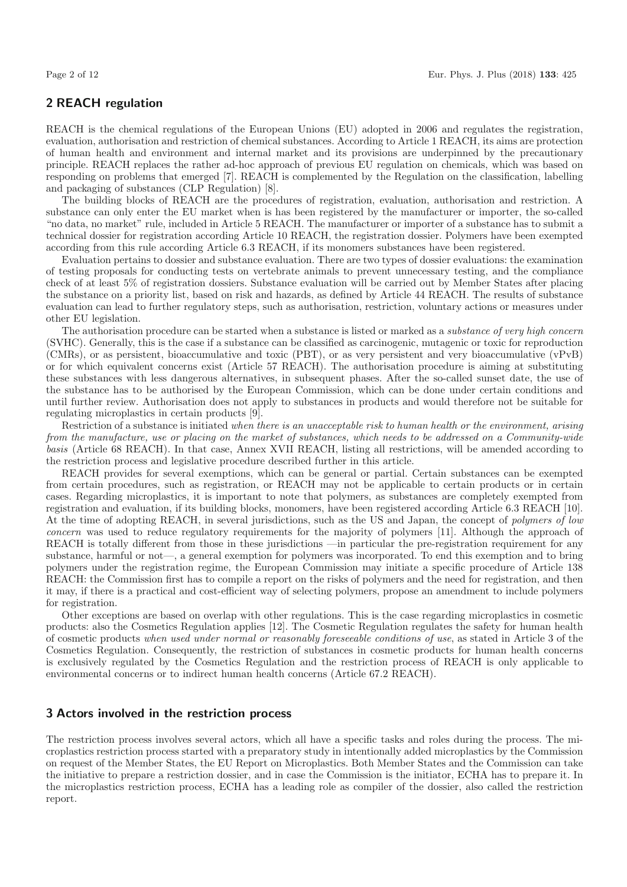## 2 REACH regulation

REACH is the chemical regulations of the European Unions (EU) adopted in 2006 and regulates the registration, evaluation, authorisation and restriction of chemical substances. According to Article 1 REACH, its aims are protection of human health and environment and internal market and its provisions are underpinned by the precautionary principle. REACH replaces the rather ad-hoc approach of previous EU regulation on chemicals, which was based on responding on problems that emerged [7]. REACH is complemented by the Regulation on the classification, labelling and packaging of substances (CLP Regulation) [8].

The building blocks of REACH are the procedures of registration, evaluation, authorisation and restriction. A substance can only enter the EU market when is has been registered by the manufacturer or importer, the so-called "no data, no market" rule, included in Article 5 REACH. The manufacturer or importer of a substance has to submit a technical dossier for registration according Article 10 REACH, the registration dossier. Polymers have been exempted according from this rule according Article 6.3 REACH, if its monomers substances have been registered.

Evaluation pertains to dossier and substance evaluation. There are two types of dossier evaluations: the examination of testing proposals for conducting tests on vertebrate animals to prevent unnecessary testing, and the compliance check of at least 5% of registration dossiers. Substance evaluation will be carried out by Member States after placing the substance on a priority list, based on risk and hazards, as defined by Article 44 REACH. The results of substance evaluation can lead to further regulatory steps, such as authorisation, restriction, voluntary actions or measures under other EU legislation.

The authorisation procedure can be started when a substance is listed or marked as a *substance of very high concern* (SVHC). Generally, this is the case if a substance can be classified as carcinogenic, mutagenic or toxic for reproduction (CMRs), or as persistent, bioaccumulative and toxic (PBT), or as very persistent and very bioaccumulative (vPvB) or for which equivalent concerns exist (Article 57 REACH). The authorisation procedure is aiming at substituting these substances with less dangerous alternatives, in subsequent phases. After the so-called sunset date, the use of the substance has to be authorised by the European Commission, which can be done under certain conditions and until further review. Authorisation does not apply to substances in products and would therefore not be suitable for regulating microplastics in certain products [9].

Restriction of a substance is initiated *when there is an unacceptable risk to human health or the environment, arising from the manufacture, use or placing on the market of substances, which needs to be addressed on a Community-wide basis* (Article 68 REACH). In that case, Annex XVII REACH, listing all restrictions, will be amended according to the restriction process and legislative procedure described further in this article.

REACH provides for several exemptions, which can be general or partial. Certain substances can be exempted from certain procedures, such as registration, or REACH may not be applicable to certain products or in certain cases. Regarding microplastics, it is important to note that polymers, as substances are completely exempted from registration and evaluation, if its building blocks, monomers, have been registered according Article 6.3 REACH [10]. At the time of adopting REACH, in several jurisdictions, such as the US and Japan, the concept of *polymers of low concern* was used to reduce regulatory requirements for the majority of polymers [11]. Although the approach of REACH is totally different from those in these jurisdictions —in particular the pre-registration requirement for any substance, harmful or not—, a general exemption for polymers was incorporated. To end this exemption and to bring polymers under the registration regime, the European Commission may initiate a specific procedure of Article 138 REACH: the Commission first has to compile a report on the risks of polymers and the need for registration, and then it may, if there is a practical and cost-efficient way of selecting polymers, propose an amendment to include polymers for registration.

Other exceptions are based on overlap with other regulations. This is the case regarding microplastics in cosmetic products: also the Cosmetics Regulation applies [12]. The Cosmetic Regulation regulates the safety for human health of cosmetic products *when used under normal or reasonably foreseeable conditions of use*, as stated in Article 3 of the Cosmetics Regulation. Consequently, the restriction of substances in cosmetic products for human health concerns is exclusively regulated by the Cosmetics Regulation and the restriction process of REACH is only applicable to environmental concerns or to indirect human health concerns (Article 67.2 REACH).

## 3 Actors involved in the restriction process

The restriction process involves several actors, which all have a specific tasks and roles during the process. The microplastics restriction process started with a preparatory study in intentionally added microplastics by the Commission on request of the Member States, the EU Report on Microplastics. Both Member States and the Commission can take the initiative to prepare a restriction dossier, and in case the Commission is the initiator, ECHA has to prepare it. In the microplastics restriction process, ECHA has a leading role as compiler of the dossier, also called the restriction report.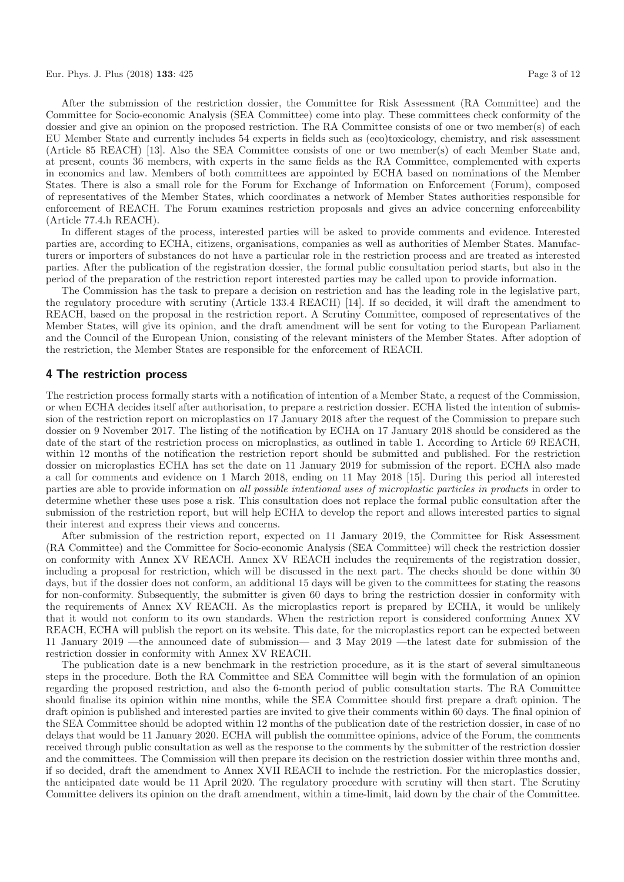After the submission of the restriction dossier, the Committee for Risk Assessment (RA Committee) and the Committee for Socio-economic Analysis (SEA Committee) come into play. These committees check conformity of the dossier and give an opinion on the proposed restriction. The RA Committee consists of one or two member(s) of each EU Member State and currently includes 54 experts in fields such as (eco)toxicology, chemistry, and risk assessment (Article 85 REACH) [13]. Also the SEA Committee consists of one or two member(s) of each Member State and, at present, counts 36 members, with experts in the same fields as the RA Committee, complemented with experts in economics and law. Members of both committees are appointed by ECHA based on nominations of the Member States. There is also a small role for the Forum for Exchange of Information on Enforcement (Forum), composed of representatives of the Member States, which coordinates a network of Member States authorities responsible for enforcement of REACH. The Forum examines restriction proposals and gives an advice concerning enforceability (Article 77.4.h REACH).

In different stages of the process, interested parties will be asked to provide comments and evidence. Interested parties are, according to ECHA, citizens, organisations, companies as well as authorities of Member States. Manufacturers or importers of substances do not have a particular role in the restriction process and are treated as interested parties. After the publication of the registration dossier, the formal public consultation period starts, but also in the period of the preparation of the restriction report interested parties may be called upon to provide information.

The Commission has the task to prepare a decision on restriction and has the leading role in the legislative part, the regulatory procedure with scrutiny (Article 133.4 REACH) [14]. If so decided, it will draft the amendment to REACH, based on the proposal in the restriction report. A Scrutiny Committee, composed of representatives of the Member States, will give its opinion, and the draft amendment will be sent for voting to the European Parliament and the Council of the European Union, consisting of the relevant ministers of the Member States. After adoption of the restriction, the Member States are responsible for the enforcement of REACH.

## 4 The restriction process

The restriction process formally starts with a notification of intention of a Member State, a request of the Commission, or when ECHA decides itself after authorisation, to prepare a restriction dossier. ECHA listed the intention of submission of the restriction report on microplastics on 17 January 2018 after the request of the Commission to prepare such dossier on 9 November 2017. The listing of the notification by ECHA on 17 January 2018 should be considered as the date of the start of the restriction process on microplastics, as outlined in table 1. According to Article 69 REACH, within 12 months of the notification the restriction report should be submitted and published. For the restriction dossier on microplastics ECHA has set the date on 11 January 2019 for submission of the report. ECHA also made a call for comments and evidence on 1 March 2018, ending on 11 May 2018 [15]. During this period all interested parties are able to provide information on *all possible intentional uses of microplastic particles in products* in order to determine whether these uses pose a risk. This consultation does not replace the formal public consultation after the submission of the restriction report, but will help ECHA to develop the report and allows interested parties to signal their interest and express their views and concerns.

After submission of the restriction report, expected on 11 January 2019, the Committee for Risk Assessment (RA Committee) and the Committee for Socio-economic Analysis (SEA Committee) will check the restriction dossier on conformity with Annex XV REACH. Annex XV REACH includes the requirements of the registration dossier, including a proposal for restriction, which will be discussed in the next part. The checks should be done within 30 days, but if the dossier does not conform, an additional 15 days will be given to the committees for stating the reasons for non-conformity. Subsequently, the submitter is given 60 days to bring the restriction dossier in conformity with the requirements of Annex XV REACH. As the microplastics report is prepared by ECHA, it would be unlikely that it would not conform to its own standards. When the restriction report is considered conforming Annex XV REACH, ECHA will publish the report on its website. This date, for the microplastics report can be expected between 11 January 2019 —the announced date of submission— and 3 May 2019 —the latest date for submission of the restriction dossier in conformity with Annex XV REACH.

The publication date is a new benchmark in the restriction procedure, as it is the start of several simultaneous steps in the procedure. Both the RA Committee and SEA Committee will begin with the formulation of an opinion regarding the proposed restriction, and also the 6-month period of public consultation starts. The RA Committee should finalise its opinion within nine months, while the SEA Committee should first prepare a draft opinion. The draft opinion is published and interested parties are invited to give their comments within 60 days. The final opinion of the SEA Committee should be adopted within 12 months of the publication date of the restriction dossier, in case of no delays that would be 11 January 2020. ECHA will publish the committee opinions, advice of the Forum, the comments received through public consultation as well as the response to the comments by the submitter of the restriction dossier and the committees. The Commission will then prepare its decision on the restriction dossier within three months and, if so decided, draft the amendment to Annex XVII REACH to include the restriction. For the microplastics dossier, the anticipated date would be 11 April 2020. The regulatory procedure with scrutiny will then start. The Scrutiny Committee delivers its opinion on the draft amendment, within a time-limit, laid down by the chair of the Committee.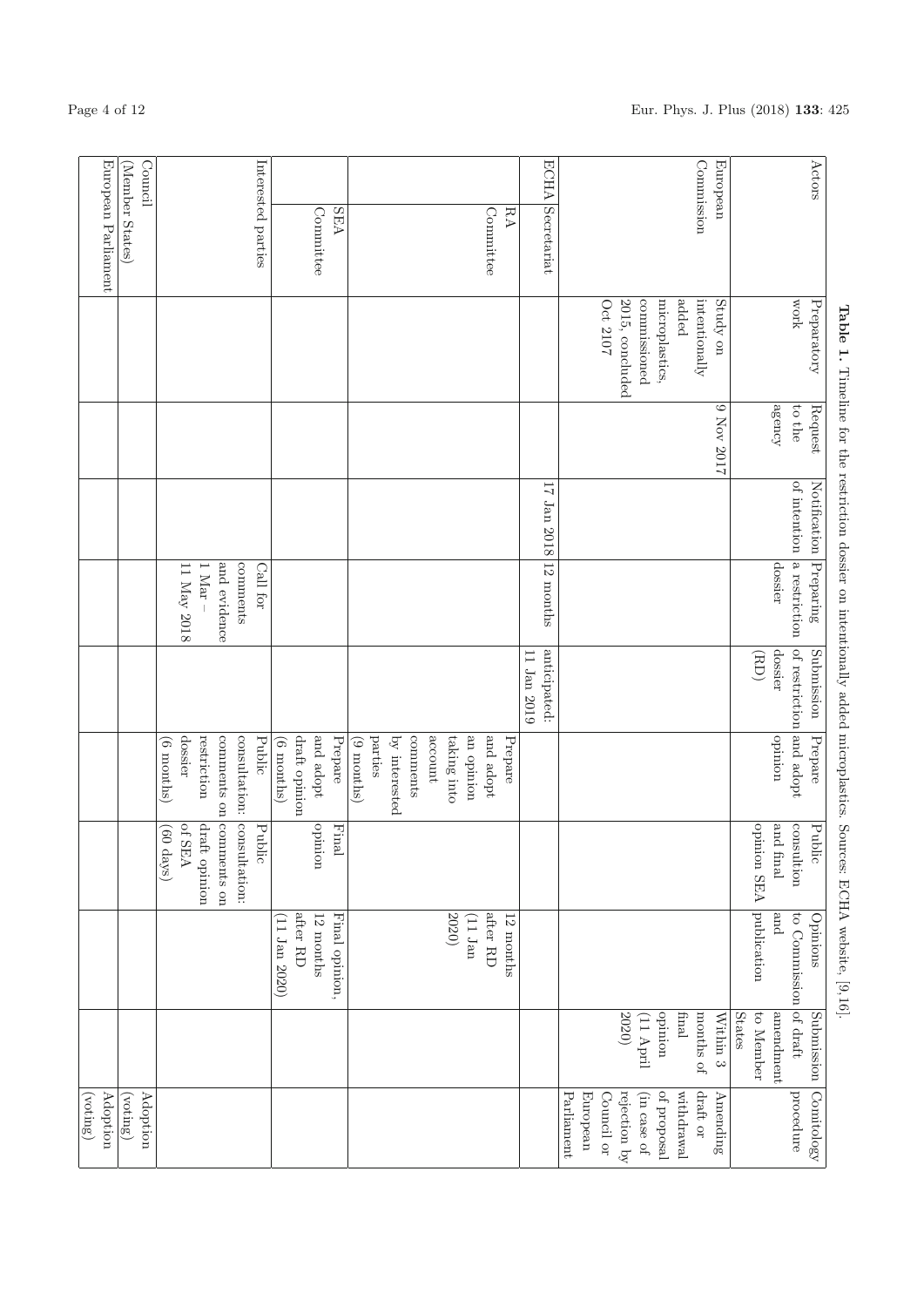**Table 1.** Timeline for the restriction dossier on intentionally added microplastics. Sources: ECHA website, [9,16].

| Actors | Preparatory work | Request to the agency | Notification of intention | Preparing a restriction dossier | Submission of restriction dossier (RD) | Prepare and adopt opinion | Public consultion and final opinion SEA | Opinions to Commission and publication | Submission of draft amendment to Member States | Comitology procedure |
|---|---|---|---|---|---|---|---|---|---|---|
| European Commission | Study on intentionally added microplastics, commissioned 2015, concluded Oct 2107 | 9 Nov 2017 | | | | | | | Within 3 months of final opinion (11 April 2020) | Amending draft or withdrawal of proposal (in case of rejection by Council or European Parliament |
| ECHA Secretariat | | | 17 Jan 2018 | 12 months | anticipated: 11 Jan 2019 | | | | | |
| RA Committee | | | | | | Prepare and adopt an opinion taking into account comments by interested parties (9 months) | | 12 months after RD (11 Jan 2020) | | |
| SEA Committee | | | | | | Prepare and adopt draft opinion (6 months) | Final opinion | Final opinion, 12 months after RD (11 Jan 2020) | | |
| Interested parties | | | | Call for comments and evidence 1 Mar – 11 May 2018 | | Public consultation: comments on restriction dossier (6 months) | Public consultation: comments on draft opinion of SEA (60 days) | | | |
| Council (Member States) | | | | | | | | | | Adoption (voting) |
| European Parliament | | | | | | | | | | Adoption (voting) |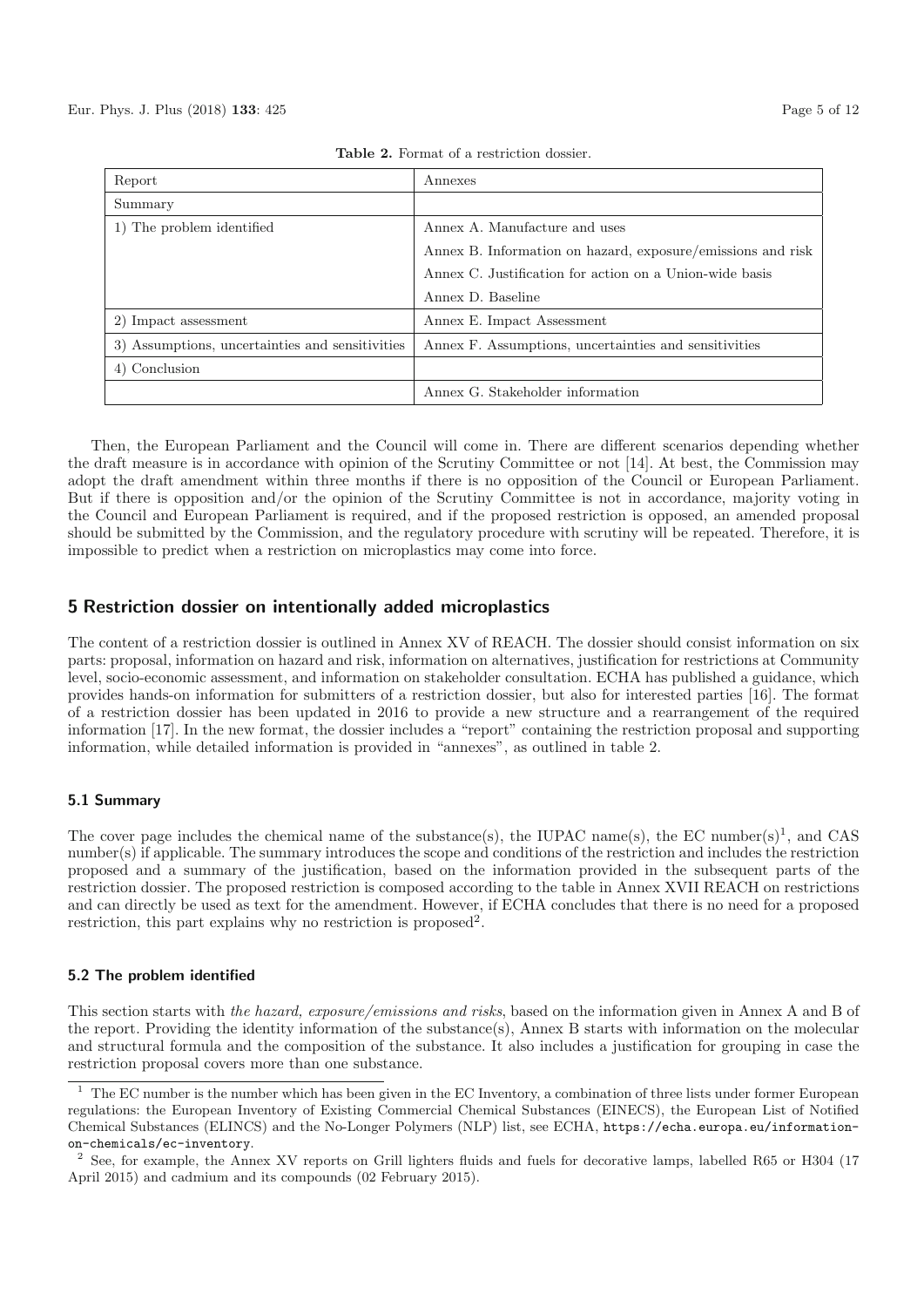**Table 2.** Format of a restriction dossier.

| Report | Annexes |
|---|---|
| Summary | |
| 1) The problem identified | Annex A. Manufacture and uses |
| | Annex B. Information on hazard, exposure/emissions and risk |
| | Annex C. Justification for action on a Union-wide basis |
| | Annex D. Baseline |
| 2) Impact assessment | Annex E. Impact Assessment |
| 3) Assumptions, uncertainties and sensitivities | Annex F. Assumptions, uncertainties and sensitivities |
| 4) Conclusion | |
| | Annex G. Stakeholder information |

Then, the European Parliament and the Council will come in. There are different scenarios depending whether the draft measure is in accordance with opinion of the Scrutiny Committee or not [14]. At best, the Commission may adopt the draft amendment within three months if there is no opposition of the Council or European Parliament. But if there is opposition and/or the opinion of the Scrutiny Committee is not in accordance, majority voting in the Council and European Parliament is required, and if the proposed restriction is opposed, an amended proposal should be submitted by the Commission, and the regulatory procedure with scrutiny will be repeated. Therefore, it is impossible to predict when a restriction on microplastics may come into force.

## 5 Restriction dossier on intentionally added microplastics

The content of a restriction dossier is outlined in Annex XV of REACH. The dossier should consist information on six parts: proposal, information on hazard and risk, information on alternatives, justification for restrictions at Community level, socio-economic assessment, and information on stakeholder consultation. ECHA has published a guidance, which provides hands-on information for submitters of a restriction dossier, but also for interested parties [16]. The format of a restriction dossier has been updated in 2016 to provide a new structure and a rearrangement of the required information [17]. In the new format, the dossier includes a "report" containing the restriction proposal and supporting information, while detailed information is provided in "annexes", as outlined in table 2.

### 5.1 Summary

The cover page includes the chemical name of the substance(s), the IUPAC name(s), the EC number(s)[1], and CAS number(s) if applicable. The summary introduces the scope and conditions of the restriction and includes the restriction proposed and a summary of the justification, based on the information provided in the subsequent parts of the restriction dossier. The proposed restriction is composed according to the table in Annex XVII REACH on restrictions and can directly be used as text for the amendment. However, if ECHA concludes that there is no need for a proposed restriction, this part explains why no restriction is proposed[2].

### 5.2 The problem identified

This section starts with *the hazard, exposure/emissions and risks*, based on the information given in Annex A and B of the report. Providing the identity information of the substance(s), Annex B starts with information on the molecular and structural formula and the composition of the substance. It also includes a justification for grouping in case the restriction proposal covers more than one substance.

[1] The EC number is the number which has been given in the EC Inventory, a combination of three lists under former European regulations: the European Inventory of Existing Commercial Chemical Substances (EINECS), the European List of Notified Chemical Substances (ELINCS) and the No-Longer Polymers (NLP) list, see ECHA, https://echa.europa.eu/information-on-chemicals/ec-inventory.

[2] See, for example, the Annex XV reports on Grill lighters fluids and fuels for decorative lamps, labelled R65 or H304 (17 April 2015) and cadmium and its compounds (02 February 2015).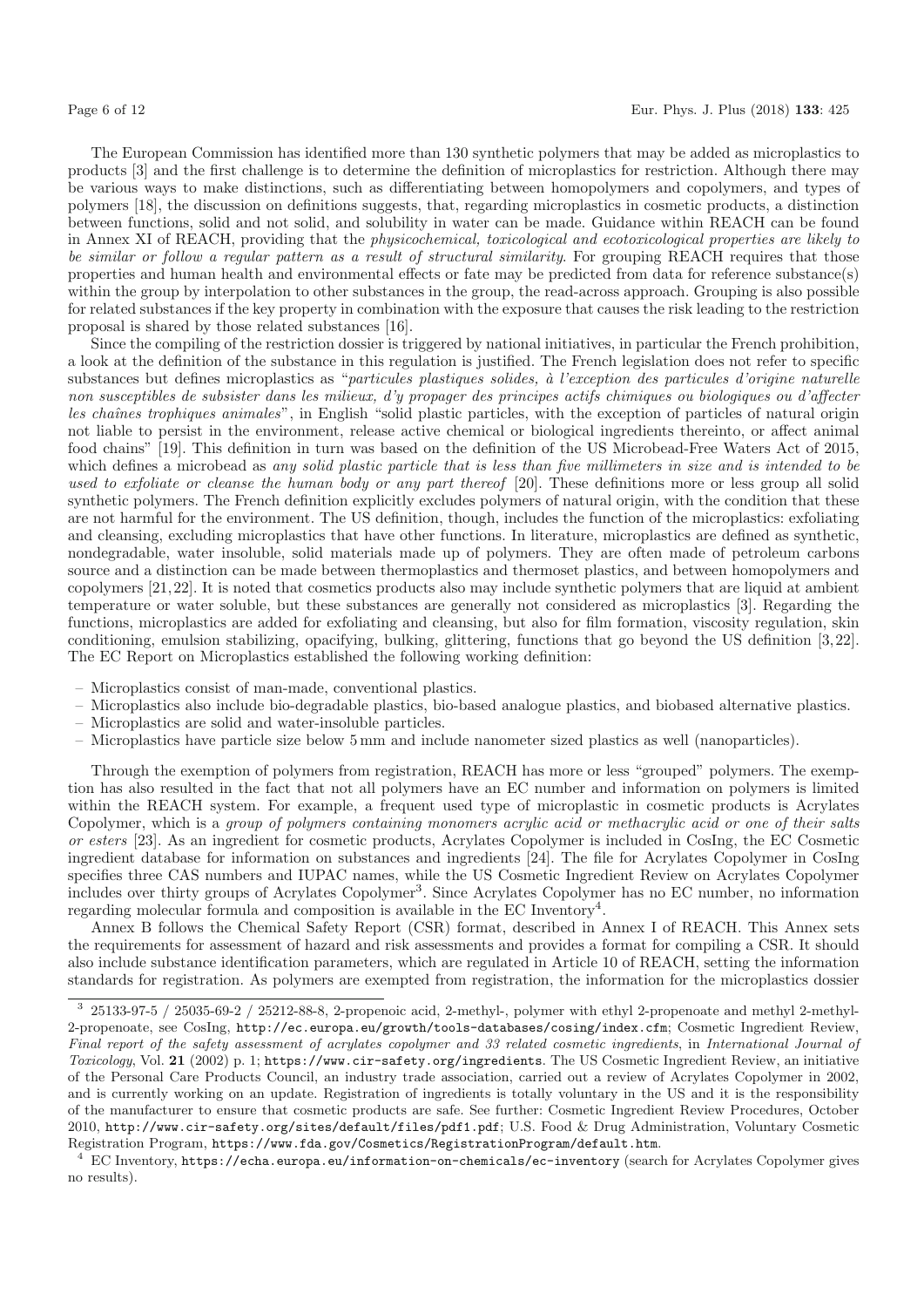The European Commission has identified more than 130 synthetic polymers that may be added as microplastics to products [3] and the first challenge is to determine the definition of microplastics for restriction. Although there may be various ways to make distinctions, such as differentiating between homopolymers and copolymers, and types of polymers [18], the discussion on definitions suggests, that, regarding microplastics in cosmetic products, a distinction between functions, solid and not solid, and solubility in water can be made. Guidance within REACH can be found in Annex XI of REACH, providing that the *physicochemical, toxicological and ecotoxicological properties are likely to be similar or follow a regular pattern as a result of structural similarity*. For grouping REACH requires that those properties and human health and environmental effects or fate may be predicted from data for reference substance(s) within the group by interpolation to other substances in the group, the read-across approach. Grouping is also possible for related substances if the key property in combination with the exposure that causes the risk leading to the restriction proposal is shared by those related substances [16].

Since the compiling of the restriction dossier is triggered by national initiatives, in particular the French prohibition, a look at the definition of the substance in this regulation is justified. The French legislation does not refer to specific substances but defines microplastics as "*particules plastiques solides, à l'exception des particules d'origine naturelle non susceptibles de subsister dans les milieux, d'y propager des principes actifs chimiques ou biologiques ou d'affecter les chaînes trophiques animales*", in English "solid plastic particles, with the exception of particles of natural origin not liable to persist in the environment, release active chemical or biological ingredients thereinto, or affect animal food chains" [19]. This definition in turn was based on the definition of the US Microbead-Free Waters Act of 2015, which defines a microbead as *any solid plastic particle that is less than five millimeters in size and is intended to be used to exfoliate or cleanse the human body or any part thereof* [20]. These definitions more or less group all solid synthetic polymers. The French definition explicitly excludes polymers of natural origin, with the condition that these are not harmful for the environment. The US definition, though, includes the function of the microplastics: exfoliating and cleansing, excluding microplastics that have other functions. In literature, microplastics are defined as synthetic, nondegradable, water insoluble, solid materials made up of polymers. They are often made of petroleum carbons source and a distinction can be made between thermoplastics and thermoset plastics, and between homopolymers and copolymers [21,22]. It is noted that cosmetics products also may include synthetic polymers that are liquid at ambient temperature or water soluble, but these substances are generally not considered as microplastics [3]. Regarding the functions, microplastics are added for exfoliating and cleansing, but also for film formation, viscosity regulation, skin conditioning, emulsion stabilizing, opacifying, bulking, glittering, functions that go beyond the US definition [3,22]. The EC Report on Microplastics established the following working definition:

- Microplastics consist of man-made, conventional plastics.
- Microplastics also include bio-degradable plastics, bio-based analogue plastics, and biobased alternative plastics.
- Microplastics are solid and water-insoluble particles.
- Microplastics have particle size below 5 mm and include nanometer sized plastics as well (nanoparticles).

Through the exemption of polymers from registration, REACH has more or less "grouped" polymers. The exemption has also resulted in the fact that not all polymers have an EC number and information on polymers is limited within the REACH system. For example, a frequent used type of microplastic in cosmetic products is Acrylates Copolymer, which is a *group of polymers containing monomers acrylic acid or methacrylic acid or one of their salts or esters* [23]. As an ingredient for cosmetic products, Acrylates Copolymer is included in CosIng, the EC Cosmetic ingredient database for information on substances and ingredients [24]. The file for Acrylates Copolymer in CosIng specifies three CAS numbers and IUPAC names, while the US Cosmetic Ingredient Review on Acrylates Copolymer includes over thirty groups of Acrylates Copolymer[3]. Since Acrylates Copolymer has no EC number, no information regarding molecular formula and composition is available in the EC Inventory[4].

Annex B follows the Chemical Safety Report (CSR) format, described in Annex I of REACH. This Annex sets the requirements for assessment of hazard and risk assessments and provides a format for compiling a CSR. It should also include substance identification parameters, which are regulated in Article 10 of REACH, setting the information standards for registration. As polymers are exempted from registration, the information for the microplastics dossier

---

[3] 25133-97-5 / 25035-69-2 / 25212-88-8, 2-propenoic acid, 2-methyl-, polymer with ethyl 2-propenoate and methyl 2-methyl-2-propenoate, see CosIng, http://ec.europa.eu/growth/tools-databases/cosing/index.cfm; Cosmetic Ingredient Review, *Final report of the safety assessment of acrylates copolymer and 33 related cosmetic ingredients*, in *International Journal of Toxicology*, Vol. **21** (2002) p. 1; https://www.cir-safety.org/ingredients. The US Cosmetic Ingredient Review, an initiative of the Personal Care Products Council, an industry trade association, carried out a review of Acrylates Copolymer in 2002, and is currently working on an update. Registration of ingredients is totally voluntary in the US and it is the responsibility of the manufacturer to ensure that cosmetic products are safe. See further: Cosmetic Ingredient Review Procedures, October 2010, http://www.cir-safety.org/sites/default/files/pdf1.pdf; U.S. Food & Drug Administration, Voluntary Cosmetic Registration Program, https://www.fda.gov/Cosmetics/RegistrationProgram/default.htm.

[4] EC Inventory, https://echa.europa.eu/information-on-chemicals/ec-inventory (search for Acrylates Copolymer gives no results).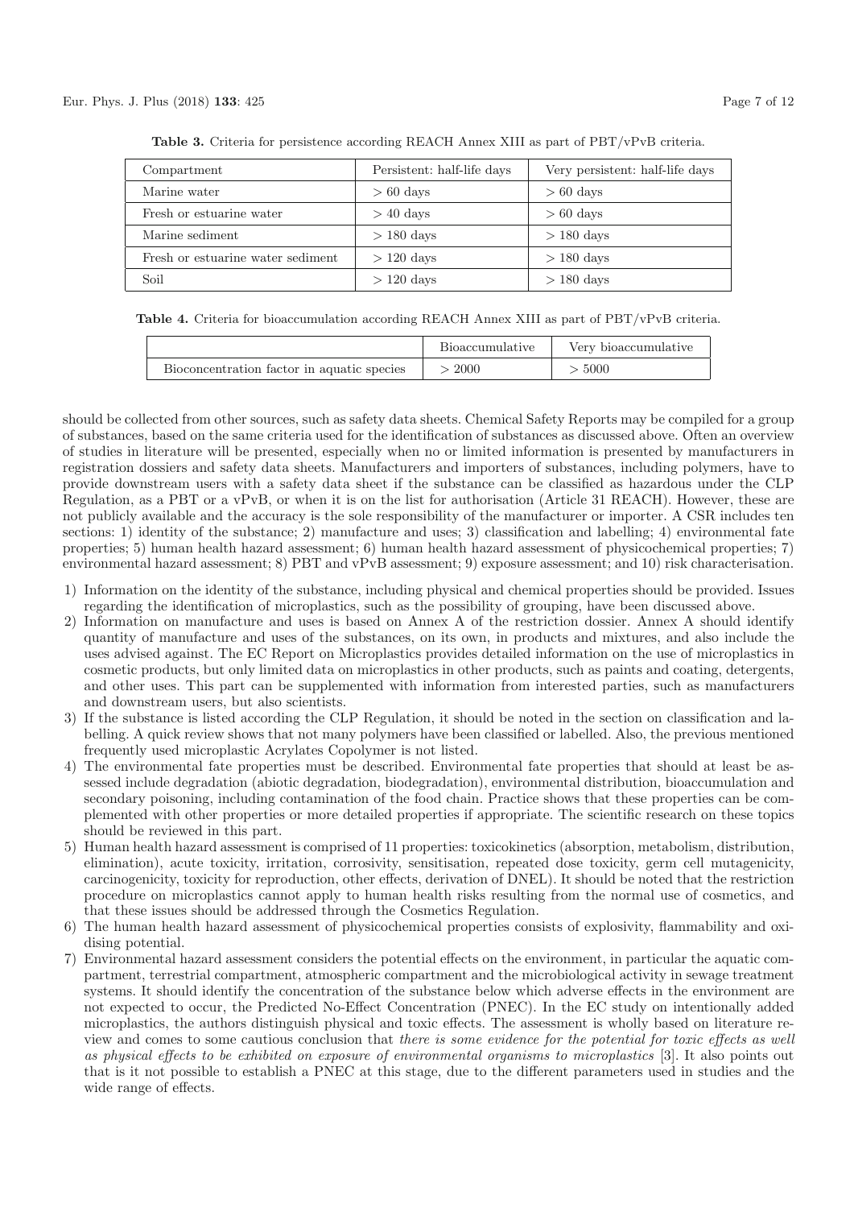**Table 3.** Criteria for persistence according REACH Annex XIII as part of PBT/vPvB criteria.

| Compartment | Persistent: half-life days | Very persistent: half-life days |
| --- | --- | --- |
| Marine water | $> 60$ days | $> 60$ days |
| Fresh or estuarine water | $> 40$ days | $> 60$ days |
| Marine sediment | $> 180$ days | $> 180$ days |
| Fresh or estuarine water sediment | $> 120$ days | $> 180$ days |
| Soil | $> 120$ days | $> 180$ days |

**Table 4.** Criteria for bioaccumulation according REACH Annex XIII as part of PBT/vPvB criteria.

| | Bioaccumulative | Very bioaccumulative |
| --- | --- | --- |
| Bioconcentration factor in aquatic species | $> 2000$ | $> 5000$ |

should be collected from other sources, such as safety data sheets. Chemical Safety Reports may be compiled for a group of substances, based on the same criteria used for the identification of substances as discussed above. Often an overview of studies in literature will be presented, especially when no or limited information is presented by manufacturers in registration dossiers and safety data sheets. Manufacturers and importers of substances, including polymers, have to provide downstream users with a safety data sheet if the substance can be classified as hazardous under the CLP Regulation, as a PBT or a vPvB, or when it is on the list for authorisation (Article 31 REACH). However, these are not publicly available and the accuracy is the sole responsibility of the manufacturer or importer. A CSR includes ten sections: 1) identity of the substance; 2) manufacture and uses; 3) classification and labelling; 4) environmental fate properties; 5) human health hazard assessment; 6) human health hazard assessment of physicochemical properties; 7) environmental hazard assessment; 8) PBT and vPvB assessment; 9) exposure assessment; and 10) risk characterisation.

1) Information on the identity of the substance, including physical and chemical properties should be provided. Issues regarding the identification of microplastics, such as the possibility of grouping, have been discussed above.
2) Information on manufacture and uses is based on Annex A of the restriction dossier. Annex A should identify quantity of manufacture and uses of the substances, on its own, in products and mixtures, and also include the uses advised against. The EC Report on Microplastics provides detailed information on the use of microplastics in cosmetic products, but only limited data on microplastics in other products, such as paints and coating, detergents, and other uses. This part can be supplemented with information from interested parties, such as manufacturers and downstream users, but also scientists.
3) If the substance is listed according the CLP Regulation, it should be noted in the section on classification and labelling. A quick review shows that not many polymers have been classified or labelled. Also, the previous mentioned frequently used microplastic Acrylates Copolymer is not listed.
4) The environmental fate properties must be described. Environmental fate properties that should at least be assessed include degradation (abiotic degradation, biodegradation), environmental distribution, bioaccumulation and secondary poisoning, including contamination of the food chain. Practice shows that these properties can be complemented with other properties or more detailed properties if appropriate. The scientific research on these topics should be reviewed in this part.
5) Human health hazard assessment is comprised of 11 properties: toxicokinetics (absorption, metabolism, distribution, elimination), acute toxicity, irritation, corrosivity, sensitisation, repeated dose toxicity, germ cell mutagenicity, carcinogenicity, toxicity for reproduction, other effects, derivation of DNEL). It should be noted that the restriction procedure on microplastics cannot apply to human health risks resulting from the normal use of cosmetics, and that these issues should be addressed through the Cosmetics Regulation.
6) The human health hazard assessment of physicochemical properties consists of explosivity, flammability and oxidising potential.
7) Environmental hazard assessment considers the potential effects on the environment, in particular the aquatic compartment, terrestrial compartment, atmospheric compartment and the microbiological activity in sewage treatment systems. It should identify the concentration of the substance below which adverse effects in the environment are not expected to occur, the Predicted No-Effect Concentration (PNEC). In the EC study on intentionally added microplastics, the authors distinguish physical and toxic effects. The assessment is wholly based on literature review and comes to some cautious conclusion that *there is some evidence for the potential for toxic effects as well as physical effects to be exhibited on exposure of environmental organisms to microplastics* [3]. It also points out that is it not possible to establish a PNEC at this stage, due to the different parameters used in studies and the wide range of effects.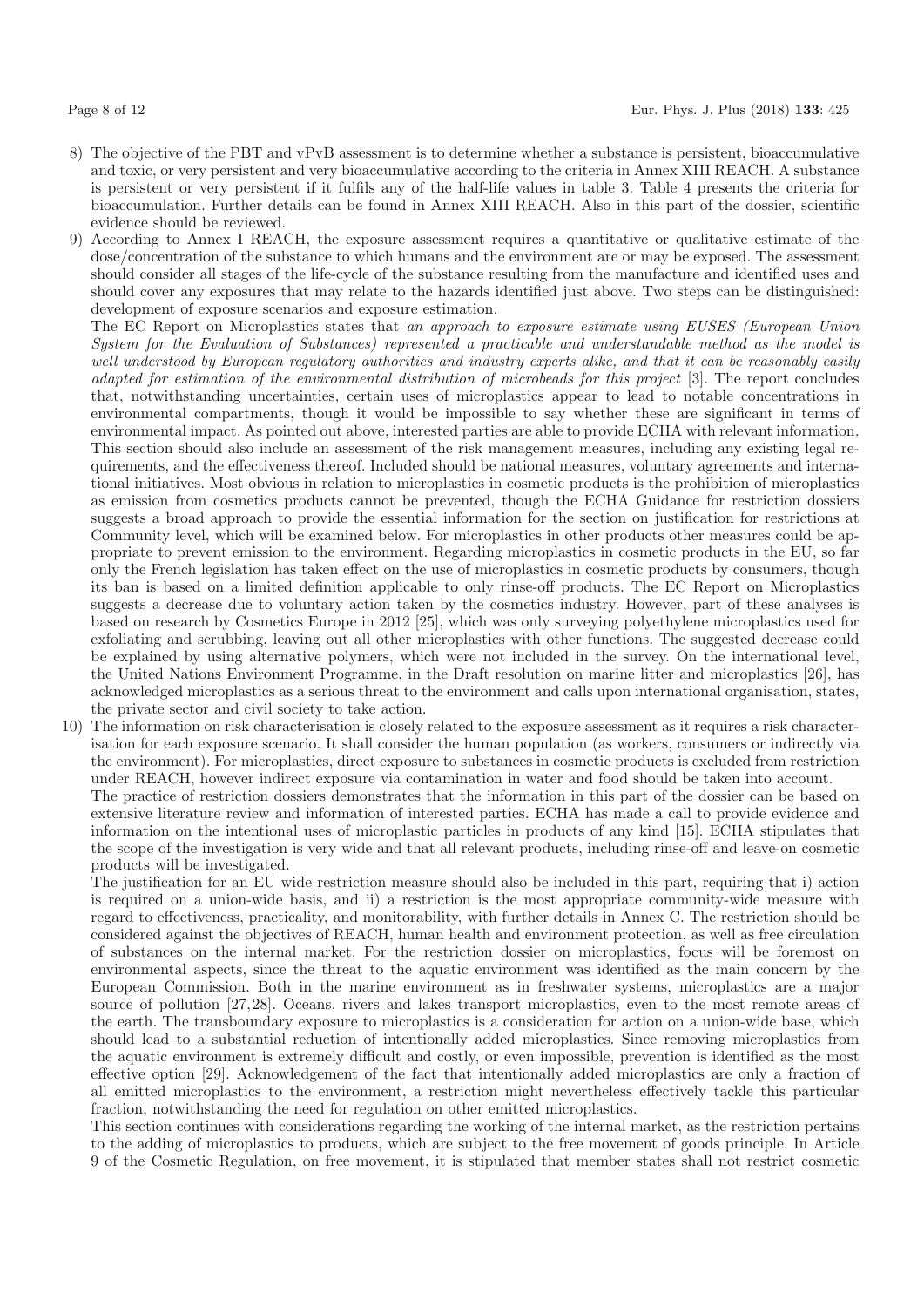8) The objective of the PBT and vPvB assessment is to determine whether a substance is persistent, bioaccumulative and toxic, or very persistent and very bioaccumulative according to the criteria in Annex XIII REACH. A substance is persistent or very persistent if it fulfils any of the half-life values in table 3. Table 4 presents the criteria for bioaccumulation. Further details can be found in Annex XIII REACH. Also in this part of the dossier, scientific evidence should be reviewed.

9) According to Annex I REACH, the exposure assessment requires a quantitative or qualitative estimate of the dose/concentration of the substance to which humans and the environment are or may be exposed. The assessment should consider all stages of the life-cycle of the substance resulting from the manufacture and identified uses and should cover any exposures that may relate to the hazards identified just above. Two steps can be distinguished: development of exposure scenarios and exposure estimation.

   The EC Report on Microplastics states that *an approach to exposure estimate using EUSES (European Union System for the Evaluation of Substances) represented a practicable and understandable method as the model is well understood by European regulatory authorities and industry experts alike, and that it can be reasonably easily adapted for estimation of the environmental distribution of microbeads for this project* [3]. The report concludes that, notwithstanding uncertainties, certain uses of microplastics appear to lead to notable concentrations in environmental compartments, though it would be impossible to say whether these are significant in terms of environmental impact. As pointed out above, interested parties are able to provide ECHA with relevant information. This section should also include an assessment of the risk management measures, including any existing legal requirements, and the effectiveness thereof. Included should be national measures, voluntary agreements and international initiatives. Most obvious in relation to microplastics in cosmetic products is the prohibition of microplastics as emission from cosmetics products cannot be prevented, though the ECHA Guidance for restriction dossiers suggests a broad approach to provide the essential information for the section on justification for restrictions at Community level, which will be examined below. For microplastics in other products other measures could be appropriate to prevent emission to the environment. Regarding microplastics in cosmetic products in the EU, so far only the French legislation has taken effect on the use of microplastics in cosmetic products by consumers, though its ban is based on a limited definition applicable to only rinse-off products. The EC Report on Microplastics suggests a decrease due to voluntary action taken by the cosmetics industry. However, part of these analyses is based on research by Cosmetics Europe in 2012 [25], which was only surveying polyethylene microplastics used for exfoliating and scrubbing, leaving out all other microplastics with other functions. The suggested decrease could be explained by using alternative polymers, which were not included in the survey. On the international level, the United Nations Environment Programme, in the Draft resolution on marine litter and microplastics [26], has acknowledged microplastics as a serious threat to the environment and calls upon international organisation, states, the private sector and civil society to take action.

10) The information on risk characterisation is closely related to the exposure assessment as it requires a risk characterisation for each exposure scenario. It shall consider the human population (as workers, consumers or indirectly via the environment). For microplastics, direct exposure to substances in cosmetic products is excluded from restriction under REACH, however indirect exposure via contamination in water and food should be taken into account.

    The practice of restriction dossiers demonstrates that the information in this part of the dossier can be based on extensive literature review and information of interested parties. ECHA has made a call to provide evidence and information on the intentional uses of microplastic particles in products of any kind [15]. ECHA stipulates that the scope of the investigation is very wide and that all relevant products, including rinse-off and leave-on cosmetic products will be investigated.

    The justification for an EU wide restriction measure should also be included in this part, requiring that i) action is required on a union-wide basis, and ii) a restriction is the most appropriate community-wide measure with regard to effectiveness, practicality, and monitorability, with further details in Annex C. The restriction should be considered against the objectives of REACH, human health and environment protection, as well as free circulation of substances on the internal market. For the restriction dossier on microplastics, focus will be foremost on environmental aspects, since the threat to the aquatic environment was identified as the main concern by the European Commission. Both in the marine environment as in freshwater systems, microplastics are a major source of pollution [27,28]. Oceans, rivers and lakes transport microplastics, even to the most remote areas of the earth. The transboundary exposure to microplastics is a consideration for action on a union-wide base, which should lead to a substantial reduction of intentionally added microplastics. Since removing microplastics from the aquatic environment is extremely difficult and costly, or even impossible, prevention is identified as the most effective option [29]. Acknowledgement of the fact that intentionally added microplastics are only a fraction of all emitted microplastics to the environment, a restriction might nevertheless effectively tackle this particular fraction, notwithstanding the need for regulation on other emitted microplastics.

    This section continues with considerations regarding the working of the internal market, as the restriction pertains to the adding of microplastics to products, which are subject to the free movement of goods principle. In Article 9 of the Cosmetic Regulation, on free movement, it is stipulated that member states shall not restrict cosmetic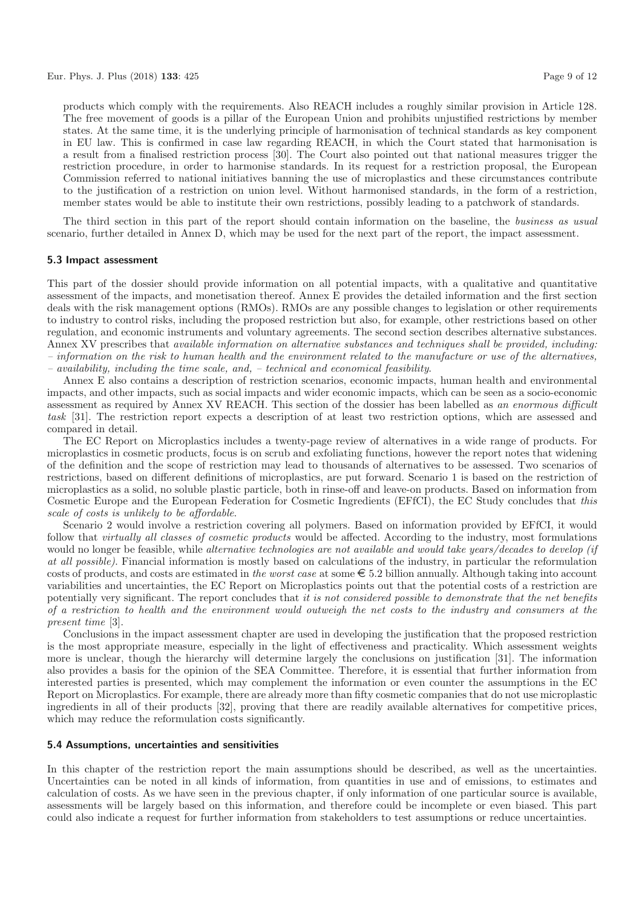products which comply with the requirements. Also REACH includes a roughly similar provision in Article 128. The free movement of goods is a pillar of the European Union and prohibits unjustified restrictions by member states. At the same time, it is the underlying principle of harmonisation of technical standards as key component in EU law. This is confirmed in case law regarding REACH, in which the Court stated that harmonisation is a result from a finalised restriction process [30]. The Court also pointed out that national measures trigger the restriction procedure, in order to harmonise standards. In its request for a restriction proposal, the European Commission referred to national initiatives banning the use of microplastics and these circumstances contribute to the justification of a restriction on union level. Without harmonised standards, in the form of a restriction, member states would be able to institute their own restrictions, possibly leading to a patchwork of standards.

The third section in this part of the report should contain information on the baseline, the *business as usual* scenario, further detailed in Annex D, which may be used for the next part of the report, the impact assessment.

### 5.3 Impact assessment

This part of the dossier should provide information on all potential impacts, with a qualitative and quantitative assessment of the impacts, and monetisation thereof. Annex E provides the detailed information and the first section deals with the risk management options (RMOs). RMOs are any possible changes to legislation or other requirements to industry to control risks, including the proposed restriction but also, for example, other restrictions based on other regulation, and economic instruments and voluntary agreements. The second section describes alternative substances. Annex XV prescribes that *available information on alternative substances and techniques shall be provided, including: – information on the risk to human health and the environment related to the manufacture or use of the alternatives, – availability, including the time scale, and, – technical and economical feasibility*.

Annex E also contains a description of restriction scenarios, economic impacts, human health and environmental impacts, and other impacts, such as social impacts and wider economic impacts, which can be seen as a socio-economic assessment as required by Annex XV REACH. This section of the dossier has been labelled as *an enormous difficult task* [31]. The restriction report expects a description of at least two restriction options, which are assessed and compared in detail.

The EC Report on Microplastics includes a twenty-page review of alternatives in a wide range of products. For microplastics in cosmetic products, focus is on scrub and exfoliating functions, however the report notes that widening of the definition and the scope of restriction may lead to thousands of alternatives to be assessed. Two scenarios of restrictions, based on different definitions of microplastics, are put forward. Scenario 1 is based on the restriction of microplastics as a solid, no soluble plastic particle, both in rinse-off and leave-on products. Based on information from Cosmetic Europe and the European Federation for Cosmetic Ingredients (EFfCI), the EC Study concludes that *this scale of costs is unlikely to be affordable*.

Scenario 2 would involve a restriction covering all polymers. Based on information provided by EFfCI, it would follow that *virtually all classes of cosmetic products* would be affected. According to the industry, most formulations would no longer be feasible, while *alternative technologies are not available and would take years/decades to develop (if at all possible)*. Financial information is mostly based on calculations of the industry, in particular the reformulation costs of products, and costs are estimated in *the worst case* at some € 5.2 billion annually. Although taking into account variabilities and uncertainties, the EC Report on Microplastics points out that the potential costs of a restriction are potentially very significant. The report concludes that *it is not considered possible to demonstrate that the net benefits of a restriction to health and the environment would outweigh the net costs to the industry and consumers at the present time* [3].

Conclusions in the impact assessment chapter are used in developing the justification that the proposed restriction is the most appropriate measure, especially in the light of effectiveness and practicality. Which assessment weights more is unclear, though the hierarchy will determine largely the conclusions on justification [31]. The information also provides a basis for the opinion of the SEA Committee. Therefore, it is essential that further information from interested parties is presented, which may complement the information or even counter the assumptions in the EC Report on Microplastics. For example, there are already more than fifty cosmetic companies that do not use microplastic ingredients in all of their products [32], proving that there are readily available alternatives for competitive prices, which may reduce the reformulation costs significantly.

### 5.4 Assumptions, uncertainties and sensitivities

In this chapter of the restriction report the main assumptions should be described, as well as the uncertainties. Uncertainties can be noted in all kinds of information, from quantities in use and of emissions, to estimates and calculation of costs. As we have seen in the previous chapter, if only information of one particular source is available, assessments will be largely based on this information, and therefore could be incomplete or even biased. This part could also indicate a request for further information from stakeholders to test assumptions or reduce uncertainties.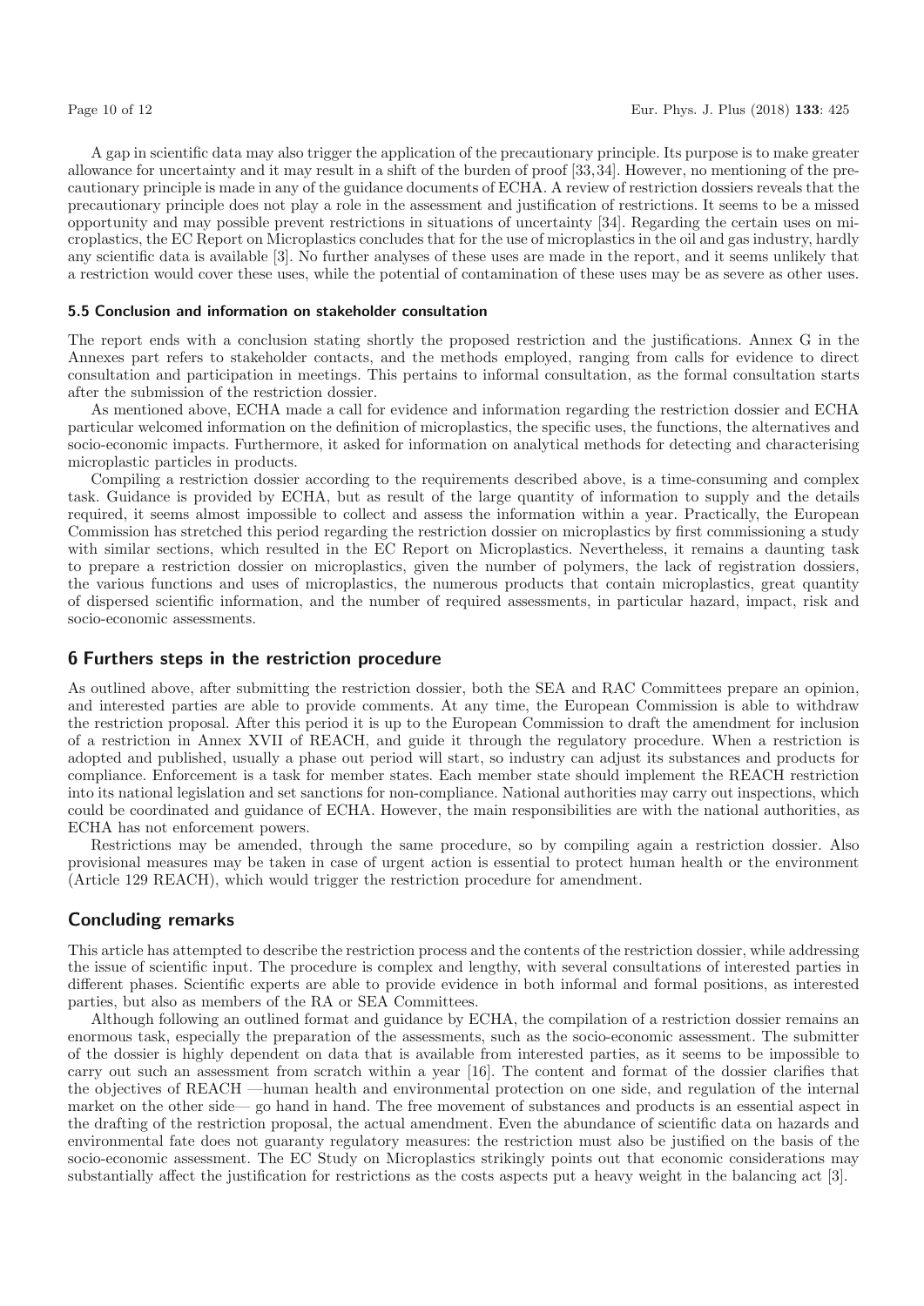A gap in scientific data may also trigger the application of the precautionary principle. Its purpose is to make greater allowance for uncertainty and it may result in a shift of the burden of proof [33,34]. However, no mentioning of the precautionary principle is made in any of the guidance documents of ECHA. A review of restriction dossiers reveals that the precautionary principle does not play a role in the assessment and justification of restrictions. It seems to be a missed opportunity and may possible prevent restrictions in situations of uncertainty [34]. Regarding the certain uses on microplastics, the EC Report on Microplastics concludes that for the use of microplastics in the oil and gas industry, hardly any scientific data is available [3]. No further analyses of these uses are made in the report, and it seems unlikely that a restriction would cover these uses, while the potential of contamination of these uses may be as severe as other uses.

### 5.5 Conclusion and information on stakeholder consultation

The report ends with a conclusion stating shortly the proposed restriction and the justifications. Annex G in the Annexes part refers to stakeholder contacts, and the methods employed, ranging from calls for evidence to direct consultation and participation in meetings. This pertains to informal consultation, as the formal consultation starts after the submission of the restriction dossier.

As mentioned above, ECHA made a call for evidence and information regarding the restriction dossier and ECHA particular welcomed information on the definition of microplastics, the specific uses, the functions, the alternatives and socio-economic impacts. Furthermore, it asked for information on analytical methods for detecting and characterising microplastic particles in products.

Compiling a restriction dossier according to the requirements described above, is a time-consuming and complex task. Guidance is provided by ECHA, but as result of the large quantity of information to supply and the details required, it seems almost impossible to collect and assess the information within a year. Practically, the European Commission has stretched this period regarding the restriction dossier on microplastics by first commissioning a study with similar sections, which resulted in the EC Report on Microplastics. Nevertheless, it remains a daunting task to prepare a restriction dossier on microplastics, given the number of polymers, the lack of registration dossiers, the various functions and uses of microplastics, the numerous products that contain microplastics, great quantity of dispersed scientific information, and the number of required assessments, in particular hazard, impact, risk and socio-economic assessments.

## 6 Furthers steps in the restriction procedure

As outlined above, after submitting the restriction dossier, both the SEA and RAC Committees prepare an opinion, and interested parties are able to provide comments. At any time, the European Commission is able to withdraw the restriction proposal. After this period it is up to the European Commission to draft the amendment for inclusion of a restriction in Annex XVII of REACH, and guide it through the regulatory procedure. When a restriction is adopted and published, usually a phase out period will start, so industry can adjust its substances and products for compliance. Enforcement is a task for member states. Each member state should implement the REACH restriction into its national legislation and set sanctions for non-compliance. National authorities may carry out inspections, which could be coordinated and guidance of ECHA. However, the main responsibilities are with the national authorities, as ECHA has not enforcement powers.

Restrictions may be amended, through the same procedure, so by compiling again a restriction dossier. Also provisional measures may be taken in case of urgent action is essential to protect human health or the environment (Article 129 REACH), which would trigger the restriction procedure for amendment.

## Concluding remarks

This article has attempted to describe the restriction process and the contents of the restriction dossier, while addressing the issue of scientific input. The procedure is complex and lengthy, with several consultations of interested parties in different phases. Scientific experts are able to provide evidence in both informal and formal positions, as interested parties, but also as members of the RA or SEA Committees.

Although following an outlined format and guidance by ECHA, the compilation of a restriction dossier remains an enormous task, especially the preparation of the assessments, such as the socio-economic assessment. The submitter of the dossier is highly dependent on data that is available from interested parties, as it seems to be impossible to carry out such an assessment from scratch within a year [16]. The content and format of the dossier clarifies that the objectives of REACH —human health and environmental protection on one side, and regulation of the internal market on the other side— go hand in hand. The free movement of substances and products is an essential aspect in the drafting of the restriction proposal, the actual amendment. Even the abundance of scientific data on hazards and environmental fate does not guaranty regulatory measures: the restriction must also be justified on the basis of the socio-economic assessment. The EC Study on Microplastics strikingly points out that economic considerations may substantially affect the justification for restrictions as the costs aspects put a heavy weight in the balancing act [3].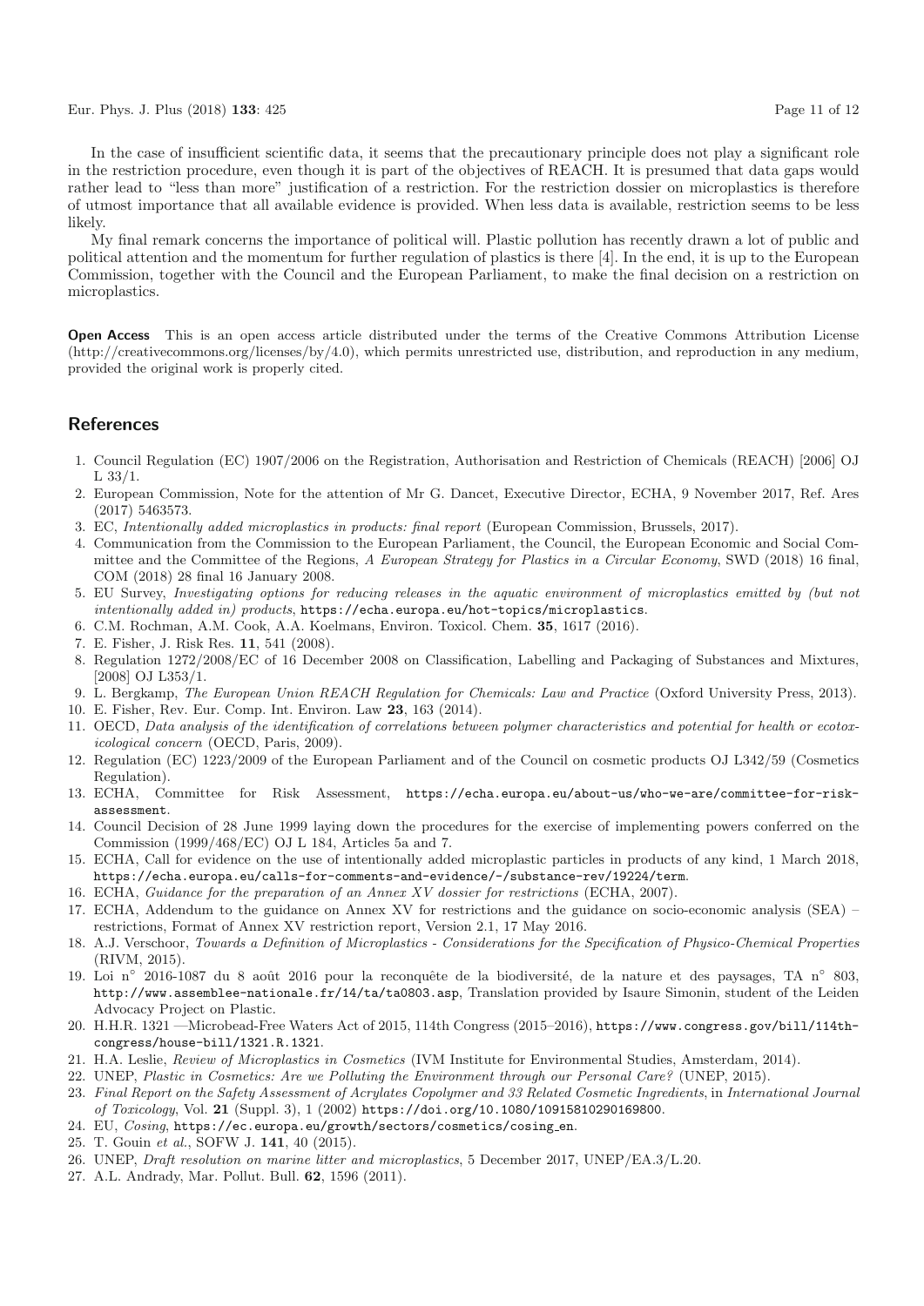In the case of insufficient scientific data, it seems that the precautionary principle does not play a significant role in the restriction procedure, even though it is part of the objectives of REACH. It is presumed that data gaps would rather lead to "less than more" justification of a restriction. For the restriction dossier on microplastics is therefore of utmost importance that all available evidence is provided. When less data is available, restriction seems to be less likely.

My final remark concerns the importance of political will. Plastic pollution has recently drawn a lot of public and political attention and the momentum for further regulation of plastics is there [4]. In the end, it is up to the European Commission, together with the Council and the European Parliament, to make the final decision on a restriction on microplastics.

**Open Access** This is an open access article distributed under the terms of the Creative Commons Attribution License (http://creativecommons.org/licenses/by/4.0), which permits unrestricted use, distribution, and reproduction in any medium, provided the original work is properly cited.

## References

1. Council Regulation (EC) 1907/2006 on the Registration, Authorisation and Restriction of Chemicals (REACH) [2006] OJ L 33/1.
2. European Commission, Note for the attention of Mr G. Dancet, Executive Director, ECHA, 9 November 2017, Ref. Ares (2017) 5463573.
3. EC, *Intentionally added microplastics in products: final report* (European Commission, Brussels, 2017).
4. Communication from the Commission to the European Parliament, the Council, the European Economic and Social Committee and the Committee of the Regions, *A European Strategy for Plastics in a Circular Economy*, SWD (2018) 16 final, COM (2018) 28 final 16 January 2008.
5. EU Survey, *Investigating options for reducing releases in the aquatic environment of microplastics emitted by (but not intentionally added in) products*, https://echa.europa.eu/hot-topics/microplastics.
6. C.M. Rochman, A.M. Cook, A.A. Koelmans, Environ. Toxicol. Chem. **35**, 1617 (2016).
7. E. Fisher, J. Risk Res. **11**, 541 (2008).
8. Regulation 1272/2008/EC of 16 December 2008 on Classification, Labelling and Packaging of Substances and Mixtures, [2008] OJ L353/1.
9. L. Bergkamp, *The European Union REACH Regulation for Chemicals: Law and Practice* (Oxford University Press, 2013).
10. E. Fisher, Rev. Eur. Comp. Int. Environ. Law **23**, 163 (2014).
11. OECD, *Data analysis of the identification of correlations between polymer characteristics and potential for health or ecotoxicological concern* (OECD, Paris, 2009).
12. Regulation (EC) 1223/2009 of the European Parliament and of the Council on cosmetic products OJ L342/59 (Cosmetics Regulation).
13. ECHA, Committee for Risk Assessment, https://echa.europa.eu/about-us/who-we-are/committee-for-risk-assessment.
14. Council Decision of 28 June 1999 laying down the procedures for the exercise of implementing powers conferred on the Commission (1999/468/EC) OJ L 184, Articles 5a and 7.
15. ECHA, Call for evidence on the use of intentionally added microplastic particles in products of any kind, 1 March 2018, https://echa.europa.eu/calls-for-comments-and-evidence/-/substance-rev/19224/term.
16. ECHA, *Guidance for the preparation of an Annex XV dossier for restrictions* (ECHA, 2007).
17. ECHA, Addendum to the guidance on Annex XV for restrictions and the guidance on socio-economic analysis (SEA) – restrictions, Format of Annex XV restriction report, Version 2.1, 17 May 2016.
18. A.J. Verschoor, *Towards a Definition of Microplastics - Considerations for the Specification of Physico-Chemical Properties* (RIVM, 2015).
19. Loi n° 2016-1087 du 8 août 2016 pour la reconquête de la biodiversité, de la nature et des paysages, TA n° 803, http://www.assemblee-nationale.fr/14/ta/ta0803.asp, Translation provided by Isaure Simonin, student of the Leiden Advocacy Project on Plastic.
20. H.H.R. 1321 —Microbead-Free Waters Act of 2015, 114th Congress (2015–2016), https://www.congress.gov/bill/114th-congress/house-bill/1321.R.1321.
21. H.A. Leslie, *Review of Microplastics in Cosmetics* (IVM Institute for Environmental Studies, Amsterdam, 2014).
22. UNEP, *Plastic in Cosmetics: Are we Polluting the Environment through our Personal Care?* (UNEP, 2015).
23. *Final Report on the Safety Assessment of Acrylates Copolymer and 33 Related Cosmetic Ingredients*, in *International Journal of Toxicology*, Vol. **21** (Suppl. 3), 1 (2002) https://doi.org/10.1080/10915810290169800.
24. EU, *Cosing*, https://ec.europa.eu/growth/sectors/cosmetics/cosing_en.
25. T. Gouin *et al.*, SOFW J. **141**, 40 (2015).
26. UNEP, *Draft resolution on marine litter and microplastics*, 5 December 2017, UNEP/EA.3/L.20.
27. A.L. Andrady, Mar. Pollut. Bull. **62**, 1596 (2011).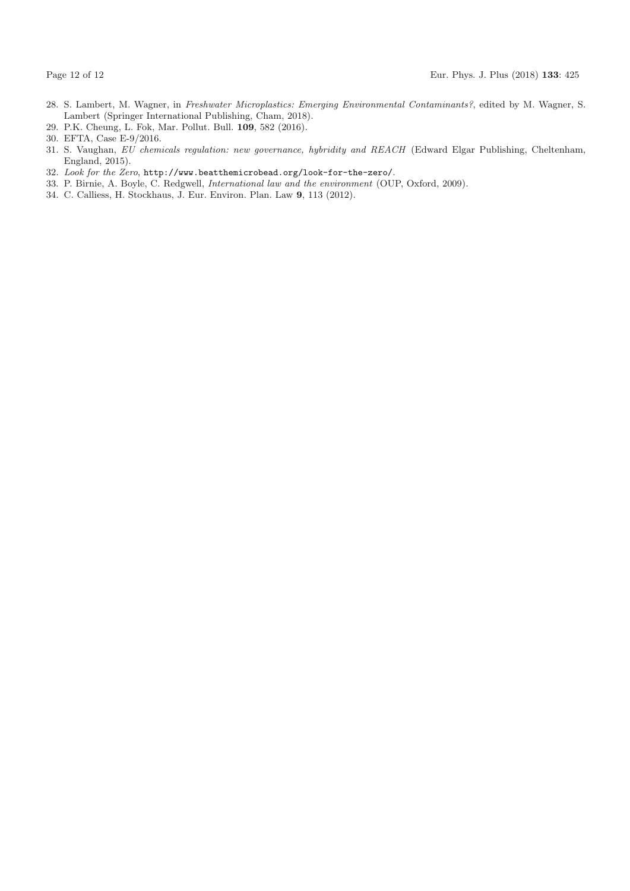28. S. Lambert, M. Wagner, in *Freshwater Microplastics: Emerging Environmental Contaminants?*, edited by M. Wagner, S. Lambert (Springer International Publishing, Cham, 2018).
29. P.K. Cheung, L. Fok, Mar. Pollut. Bull. **109**, 582 (2016).
30. EFTA, Case E-9/2016.
31. S. Vaughan, *EU chemicals regulation: new governance, hybridity and REACH* (Edward Elgar Publishing, Cheltenham, England, 2015).
32. *Look for the Zero*, `http://www.beatthemicrobead.org/look-for-the-zero/`.
33. P. Birnie, A. Boyle, C. Redgwell, *International law and the environment* (OUP, Oxford, 2009).
34. C. Calliess, H. Stockhaus, J. Eur. Environ. Plan. Law **9**, 113 (2012).